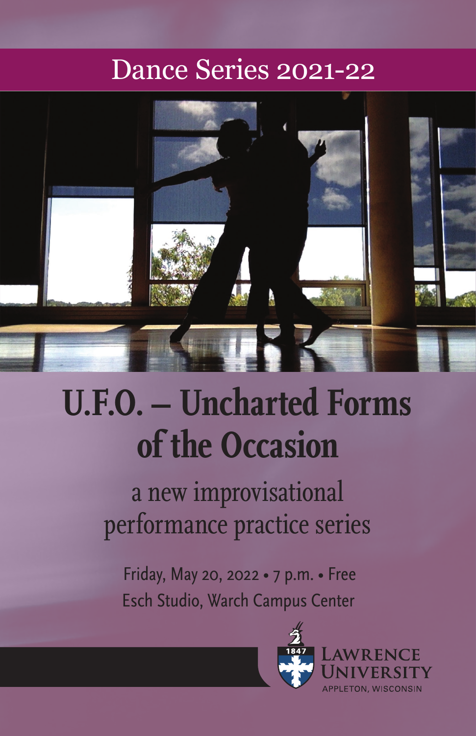Dance Series 2021-22

# U.F.O. – Uncharted Forms of the Occasion

## a new improvisational performance practice series

Friday, May 20, 2022 • 7 p.m. • Free
Esch Studio, Warch Campus Center

1847
Lawrence University
Appleton, Wisconsin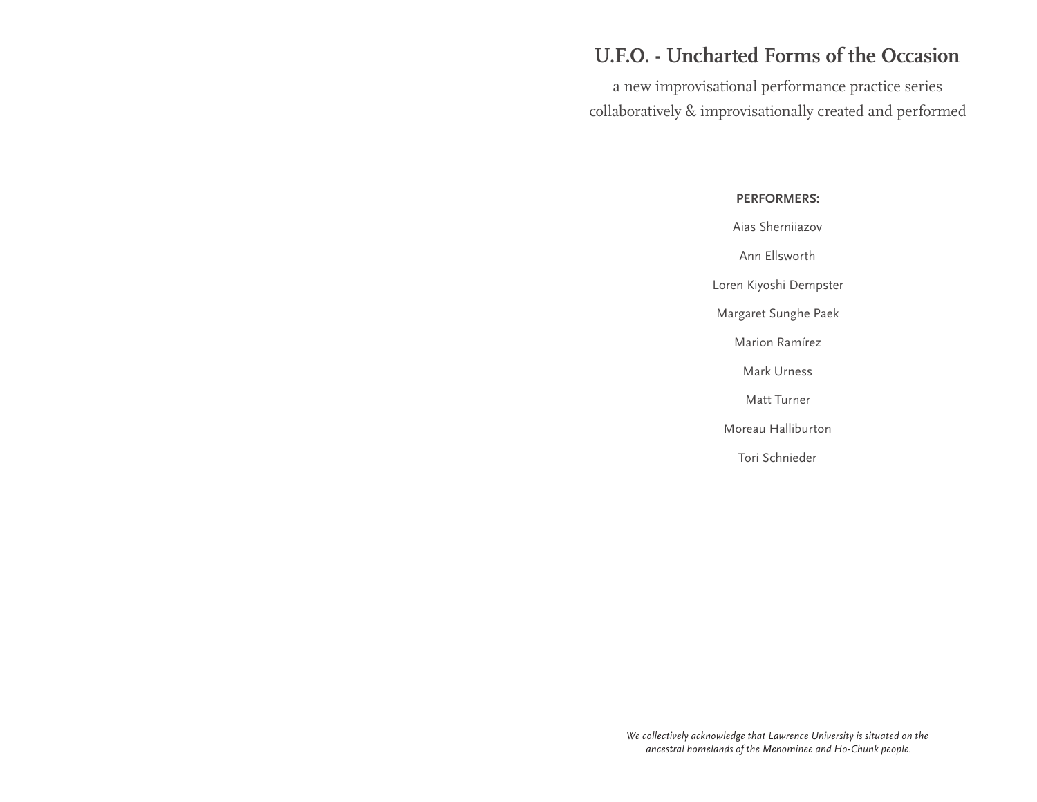# U.F.O. - Uncharted Forms of the Occasion

a new improvisational performance practice series
collaboratively & improvisationally created and performed

**PERFORMERS:**

Aias Sherniiazov

Ann Ellsworth

Loren Kiyoshi Dempster

Margaret Sunghe Paek

Marion Ramírez

Mark Urness

Matt Turner

Moreau Halliburton

Tori Schnieder

*We collectively acknowledge that Lawrence University is situated on the ancestral homelands of the Menominee and Ho-Chunk people.*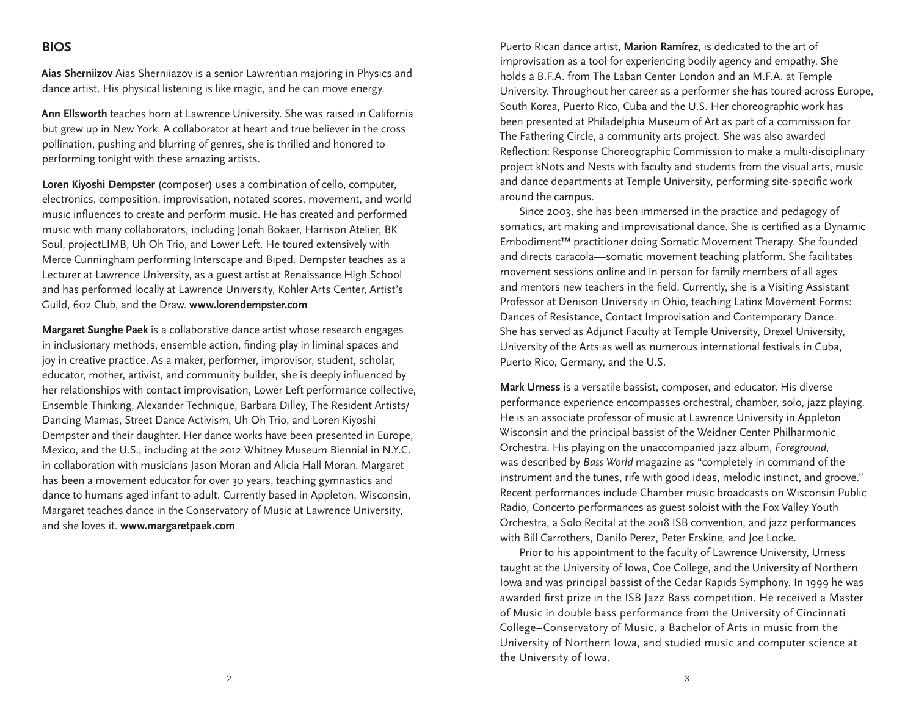## BIOS

**Aias Sherniizov** Aias Sherniiazov is a senior Lawrentian majoring in Physics and dance artist. His physical listening is like magic, and he can move energy.

**Ann Ellsworth** teaches horn at Lawrence University. She was raised in California but grew up in New York. A collaborator at heart and true believer in the cross pollination, pushing and blurring of genres, she is thrilled and honored to performing tonight with these amazing artists.

**Loren Kiyoshi Dempster** (composer) uses a combination of cello, computer, electronics, composition, improvisation, notated scores, movement, and world music influences to create and perform music. He has created and performed music with many collaborators, including Jonah Bokaer, Harrison Atelier, BK Soul, projectLIMB, Uh Oh Trio, and Lower Left. He toured extensively with Merce Cunningham performing Interscape and Biped. Dempster teaches as a Lecturer at Lawrence University, as a guest artist at Renaissance High School and has performed locally at Lawrence University, Kohler Arts Center, Artist's Guild, 602 Club, and the Draw. **www.lorendempster.com**

**Margaret Sunghe Paek** is a collaborative dance artist whose research engages in inclusionary methods, ensemble action, finding play in liminal spaces and joy in creative practice. As a maker, performer, improvisor, student, scholar, educator, mother, artivist, and community builder, she is deeply influenced by her relationships with contact improvisation, Lower Left performance collective, Ensemble Thinking, Alexander Technique, Barbara Dilley, The Resident Artists/ Dancing Mamas, Street Dance Activism, Uh Oh Trio, and Loren Kiyoshi Dempster and their daughter. Her dance works have been presented in Europe, Mexico, and the U.S., including at the 2012 Whitney Museum Biennial in N.Y.C. in collaboration with musicians Jason Moran and Alicia Hall Moran. Margaret has been a movement educator for over 30 years, teaching gymnastics and dance to humans aged infant to adult. Currently based in Appleton, Wisconsin, Margaret teaches dance in the Conservatory of Music at Lawrence University, and she loves it. **www.margaretpaek.com**

Puerto Rican dance artist, **Marion Ramírez**, is dedicated to the art of improvisation as a tool for experiencing bodily agency and empathy. She holds a B.F.A. from The Laban Center London and an M.F.A. at Temple University. Throughout her career as a performer she has toured across Europe, South Korea, Puerto Rico, Cuba and the U.S. Her choreographic work has been presented at Philadelphia Museum of Art as part of a commission for The Fathering Circle, a community arts project. She was also awarded Reflection: Response Choreographic Commission to make a multi-disciplinary project kNots and Nests with faculty and students from the visual arts, music and dance departments at Temple University, performing site-specific work around the campus.

Since 2003, she has been immersed in the practice and pedagogy of somatics, art making and improvisational dance. She is certified as a Dynamic Embodiment™ practitioner doing Somatic Movement Therapy. She founded and directs caracola—somatic movement teaching platform. She facilitates movement sessions online and in person for family members of all ages and mentors new teachers in the field. Currently, she is a Visiting Assistant Professor at Denison University in Ohio, teaching Latinx Movement Forms: Dances of Resistance, Contact Improvisation and Contemporary Dance. She has served as Adjunct Faculty at Temple University, Drexel University, University of the Arts as well as numerous international festivals in Cuba, Puerto Rico, Germany, and the U.S.

**Mark Urness** is a versatile bassist, composer, and educator. His diverse performance experience encompasses orchestral, chamber, solo, jazz playing. He is an associate professor of music at Lawrence University in Appleton Wisconsin and the principal bassist of the Weidner Center Philharmonic Orchestra. His playing on the unaccompanied jazz album, *Foreground*, was described by *Bass World* magazine as "completely in command of the instrument and the tunes, rife with good ideas, melodic instinct, and groove." Recent performances include Chamber music broadcasts on Wisconsin Public Radio, Concerto performances as guest soloist with the Fox Valley Youth Orchestra, a Solo Recital at the 2018 ISB convention, and jazz performances with Bill Carrothers, Danilo Perez, Peter Erskine, and Joe Locke.

Prior to his appointment to the faculty of Lawrence University, Urness taught at the University of Iowa, Coe College, and the University of Northern Iowa and was principal bassist of the Cedar Rapids Symphony. In 1999 he was awarded first prize in the ISB Jazz Bass competition. He received a Master of Music in double bass performance from the University of Cincinnati College–Conservatory of Music, a Bachelor of Arts in music from the University of Northern Iowa, and studied music and computer science at the University of Iowa.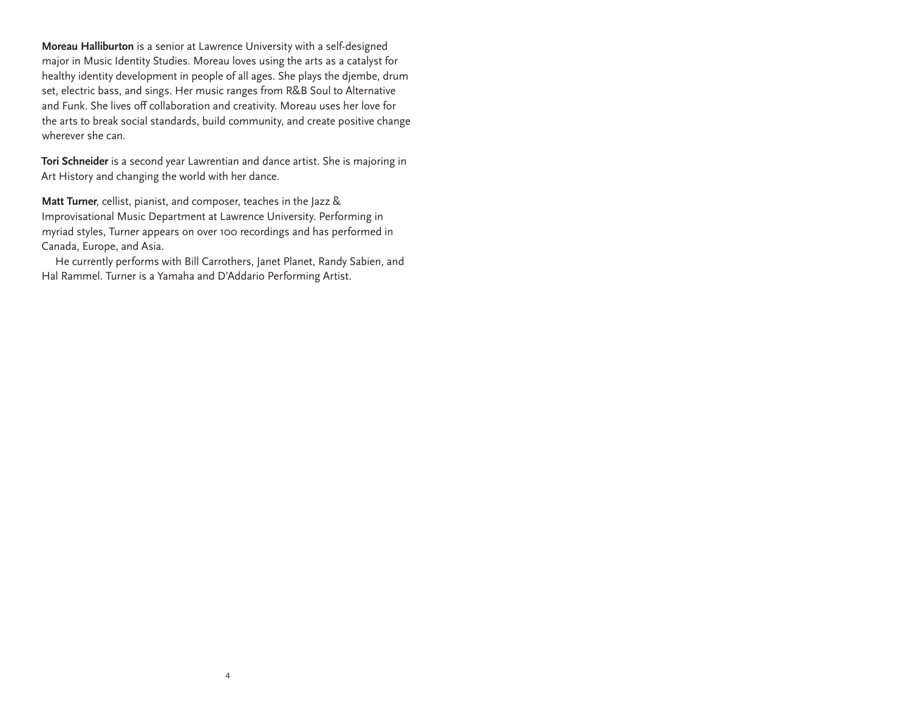**Moreau Halliburton** is a senior at Lawrence University with a self-designed major in Music Identity Studies. Moreau loves using the arts as a catalyst for healthy identity development in people of all ages. She plays the djembe, drum set, electric bass, and sings. Her music ranges from R&B Soul to Alternative and Funk. She lives off collaboration and creativity. Moreau uses her love for the arts to break social standards, build community, and create positive change wherever she can.

**Tori Schneider** is a second year Lawrentian and dance artist. She is majoring in Art History and changing the world with her dance.

**Matt Turner**, cellist, pianist, and composer, teaches in the Jazz & Improvisational Music Department at Lawrence University. Performing in myriad styles, Turner appears on over 100 recordings and has performed in Canada, Europe, and Asia.

He currently performs with Bill Carrothers, Janet Planet, Randy Sabien, and Hal Rammel. Turner is a Yamaha and D'Addario Performing Artist.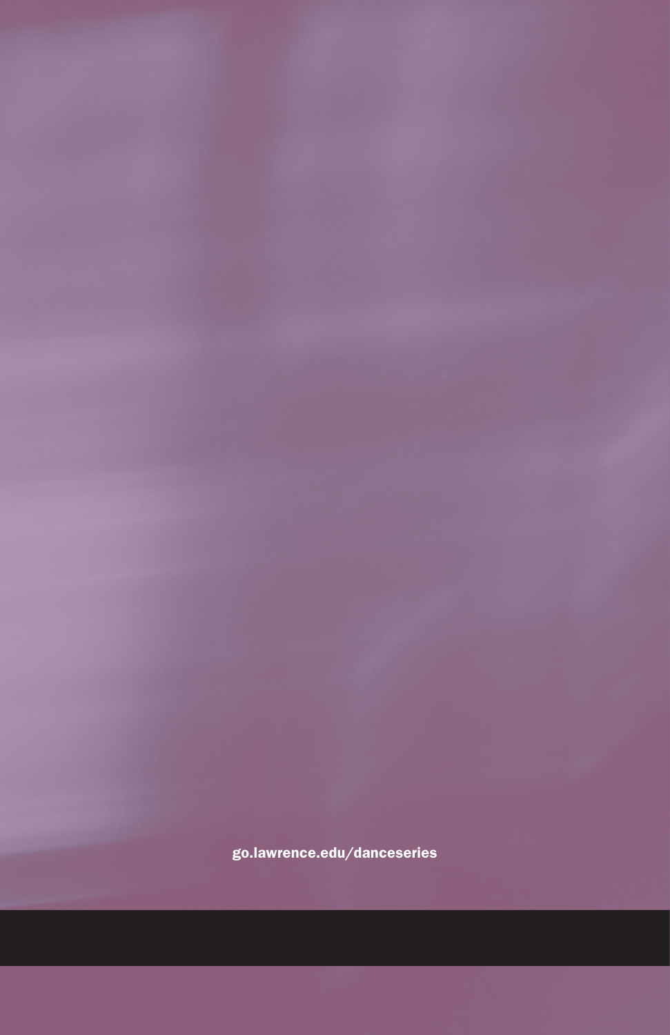go.lawrence.edu/danceseries